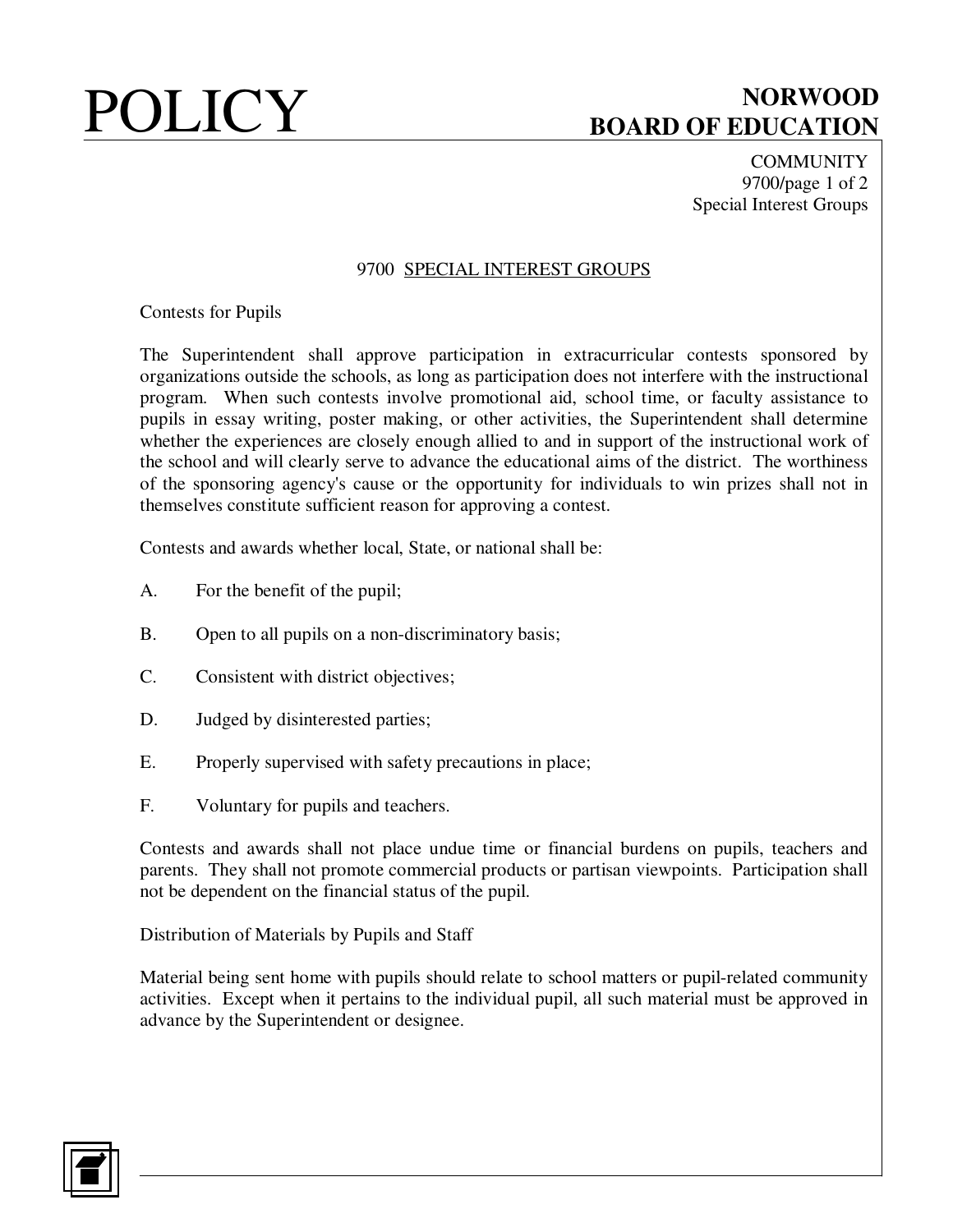# 9700 SPECIAL INTEREST GROUPS

Contests for Pupils

The Superintendent shall approve participation in extracurricular contests sponsored by organizations outside the schools, as long as participation does not interfere with the instructional program. When such contests involve promotional aid, school time, or faculty assistance to pupils in essay writing, poster making, or other activities, the Superintendent shall determine whether the experiences are closely enough allied to and in support of the instructional work of the school and will clearly serve to advance the educational aims of the district. The worthiness of the sponsoring agency's cause or the opportunity for individuals to win prizes shall not in themselves constitute sufficient reason for approving a contest.

Contests and awards whether local, State, or national shall be:

A. For the benefit of the pupil;

B. Open to all pupils on a non-discriminatory basis;

C. Consistent with district objectives;

D. Judged by disinterested parties;

E. Properly supervised with safety precautions in place;

F. Voluntary for pupils and teachers.

Contests and awards shall not place undue time or financial burdens on pupils, teachers and parents. They shall not promote commercial products or partisan viewpoints. Participation shall not be dependent on the financial status of the pupil.

Distribution of Materials by Pupils and Staff

Material being sent home with pupils should relate to school matters or pupil-related community activities. Except when it pertains to the individual pupil, all such material must be approved in advance by the Superintendent or designee.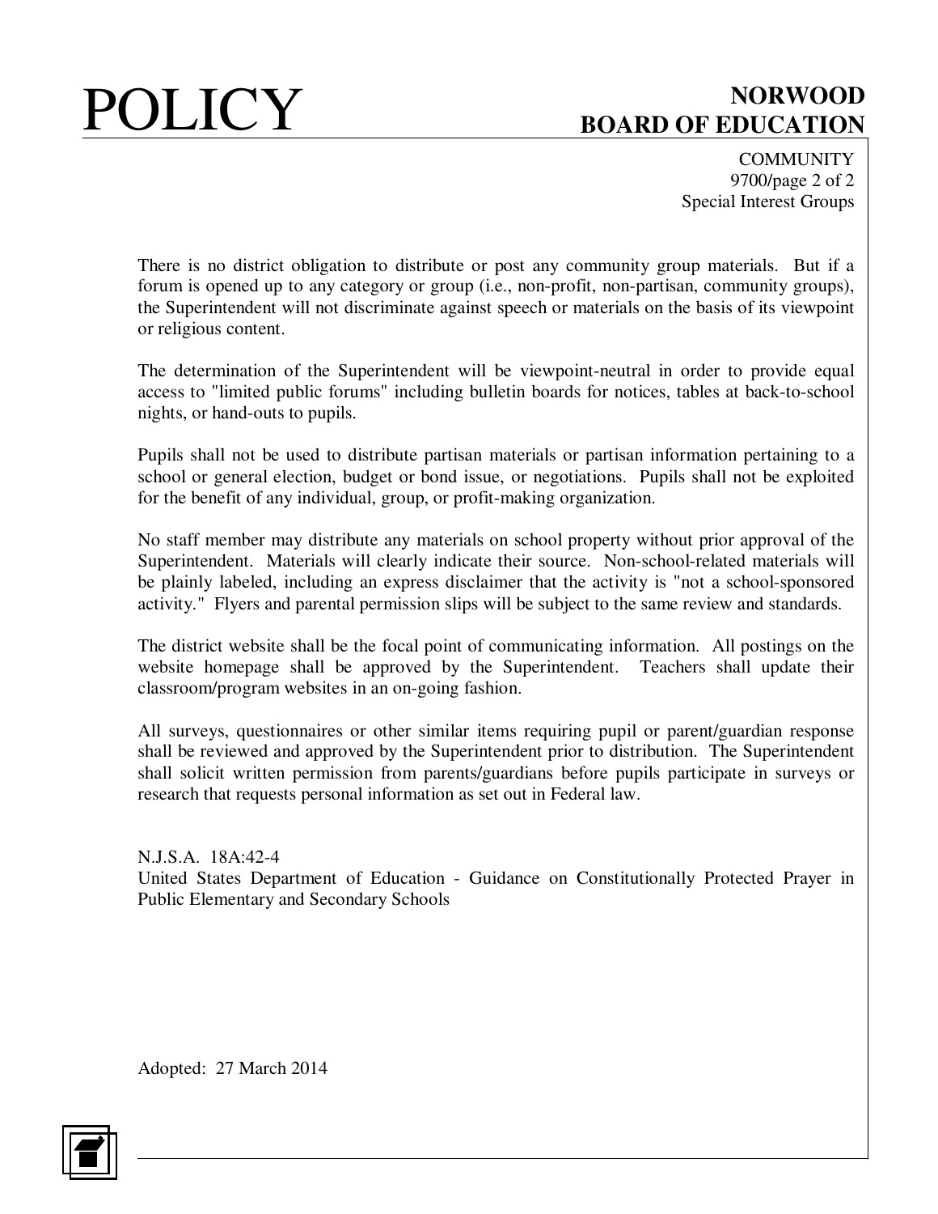There is no district obligation to distribute or post any community group materials. But if a forum is opened up to any category or group (i.e., non-profit, non-partisan, community groups), the Superintendent will not discriminate against speech or materials on the basis of its viewpoint or religious content.

The determination of the Superintendent will be viewpoint-neutral in order to provide equal access to "limited public forums" including bulletin boards for notices, tables at back-to-school nights, or hand-outs to pupils.

Pupils shall not be used to distribute partisan materials or partisan information pertaining to a school or general election, budget or bond issue, or negotiations. Pupils shall not be exploited for the benefit of any individual, group, or profit-making organization.

No staff member may distribute any materials on school property without prior approval of the Superintendent. Materials will clearly indicate their source. Non-school-related materials will be plainly labeled, including an express disclaimer that the activity is "not a school-sponsored activity." Flyers and parental permission slips will be subject to the same review and standards.

The district website shall be the focal point of communicating information. All postings on the website homepage shall be approved by the Superintendent. Teachers shall update their classroom/program websites in an on-going fashion.

All surveys, questionnaires or other similar items requiring pupil or parent/guardian response shall be reviewed and approved by the Superintendent prior to distribution. The Superintendent shall solicit written permission from parents/guardians before pupils participate in surveys or research that requests personal information as set out in Federal law.

N.J.S.A. 18A:42-4
United States Department of Education - Guidance on Constitutionally Protected Prayer in Public Elementary and Secondary Schools

Adopted: 27 March 2014